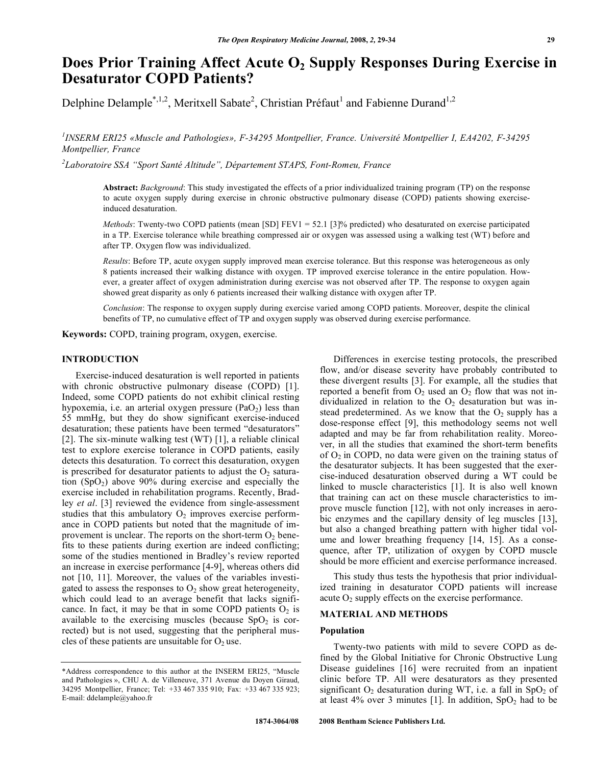# Does Prior Training Affect Acute $O_2$ Supply Responses During Exercise in Desaturator COPD Patients?

Delphine Delample*[1,2], Meritxell Sabate[2], Christian Préfaut[1] and Fabienne Durand[1,2]

[1]INSERM ERI25 «Muscle and Pathologies», F-34295 Montpellier, France. Université Montpellier I, EA4202, F-34295 Montpellier, France

[2]Laboratoire SSA "Sport Santé Altitude", Département STAPS, Font-Romeu, France

**Abstract:** *Background*: This study investigated the effects of a prior individualized training program (TP) on the response to acute oxygen supply during exercise in chronic obstructive pulmonary disease (COPD) patients showing exercise-induced desaturation.

*Methods*: Twenty-two COPD patients (mean [SD] FEV1 = 52.1 [3]% predicted) who desaturated on exercise participated in a TP. Exercise tolerance while breathing compressed air or oxygen was assessed using a walking test (WT) before and after TP. Oxygen flow was individualized.

*Results*: Before TP, acute oxygen supply improved mean exercise tolerance. But this response was heterogeneous as only 8 patients increased their walking distance with oxygen. TP improved exercise tolerance in the entire population. However, a greater affect of oxygen administration during exercise was not observed after TP. The response to oxygen again showed great disparity as only 6 patients increased their walking distance with oxygen after TP.

*Conclusion*: The response to oxygen supply during exercise varied among COPD patients. Moreover, despite the clinical benefits of TP, no cumulative effect of TP and oxygen supply was observed during exercise performance.

**Keywords:** COPD, training program, oxygen, exercise.

## INTRODUCTION

Exercise-induced desaturation is well reported in patients with chronic obstructive pulmonary disease (COPD) [1]. Indeed, some COPD patients do not exhibit clinical resting hypoxemia, i.e. an arterial oxygen pressure ($PaO_2$) less than 55 mmHg, but they do show significant exercise-induced desaturation; these patients have been termed "desaturators" [2]. The six-minute walking test (WT) [1], a reliable clinical test to explore exercise tolerance in COPD patients, easily detects this desaturation. To correct this desaturation, oxygen is prescribed for desaturator patients to adjust the $O_2$ saturation ($SpO_2$) above 90% during exercise and especially the exercise included in rehabilitation programs. Recently, Bradley *et al*. [3] reviewed the evidence from single-assessment studies that this ambulatory $O_2$ improves exercise performance in COPD patients but noted that the magnitude of improvement is unclear. The reports on the short-term $O_2$ benefits to these patients during exertion are indeed conflicting; some of the studies mentioned in Bradley's review reported an increase in exercise performance [4-9], whereas others did not [10, 11]. Moreover, the values of the variables investigated to assess the responses to $O_2$ show great heterogeneity, which could lead to an average benefit that lacks significance. In fact, it may be that in some COPD patients $O_2$ is available to the exercising muscles (because $SpO_2$ is corrected) but is not used, suggesting that the peripheral muscles of these patients are unsuitable for $O_2$ use.

Differences in exercise testing protocols, the prescribed flow, and/or disease severity have probably contributed to these divergent results [3]. For example, all the studies that reported a benefit from $O_2$ used an $O_2$ flow that was not individualized in relation to the $O_2$ desaturation but was instead predetermined. As we know that the $O_2$ supply has a dose-response effect [9], this methodology seems not well adapted and may be far from rehabilitation reality. Moreover, in all the studies that examined the short-term benefits of $O_2$ in COPD, no data were given on the training status of the desaturator subjects. It has been suggested that the exercise-induced desaturation observed during a WT could be linked to muscle characteristics [1]. It is also well known that training can act on these muscle characteristics to improve muscle function [12], with not only increases in aerobic enzymes and the capillary density of leg muscles [13], but also a changed breathing pattern with higher tidal volume and lower breathing frequency [14, 15]. As a consequence, after TP, utilization of oxygen by COPD muscle should be more efficient and exercise performance increased.

This study thus tests the hypothesis that prior individualized training in desaturator COPD patients will increase acute $O_2$ supply effects on the exercise performance.

## MATERIAL AND METHODS

### Population

Twenty-two patients with mild to severe COPD as defined by the Global Initiative for Chronic Obstructive Lung Disease guidelines [16] were recruited from an inpatient clinic before TP. All were desaturators as they presented significant $O_2$ desaturation during WT, i.e. a fall in $SpO_2$ of at least 4% over 3 minutes [1]. In addition, $SpO_2$ had to be

*Address correspondence to this author at the INSERM ERI25, "Muscle and Pathologies », CHU A. de Villeneuve, 371 Avenue du Doyen Giraud, 34295 Montpellier, France; Tel: +33 467 335 910; Fax: +33 467 335 923; E-mail: ddelample@yahoo.fr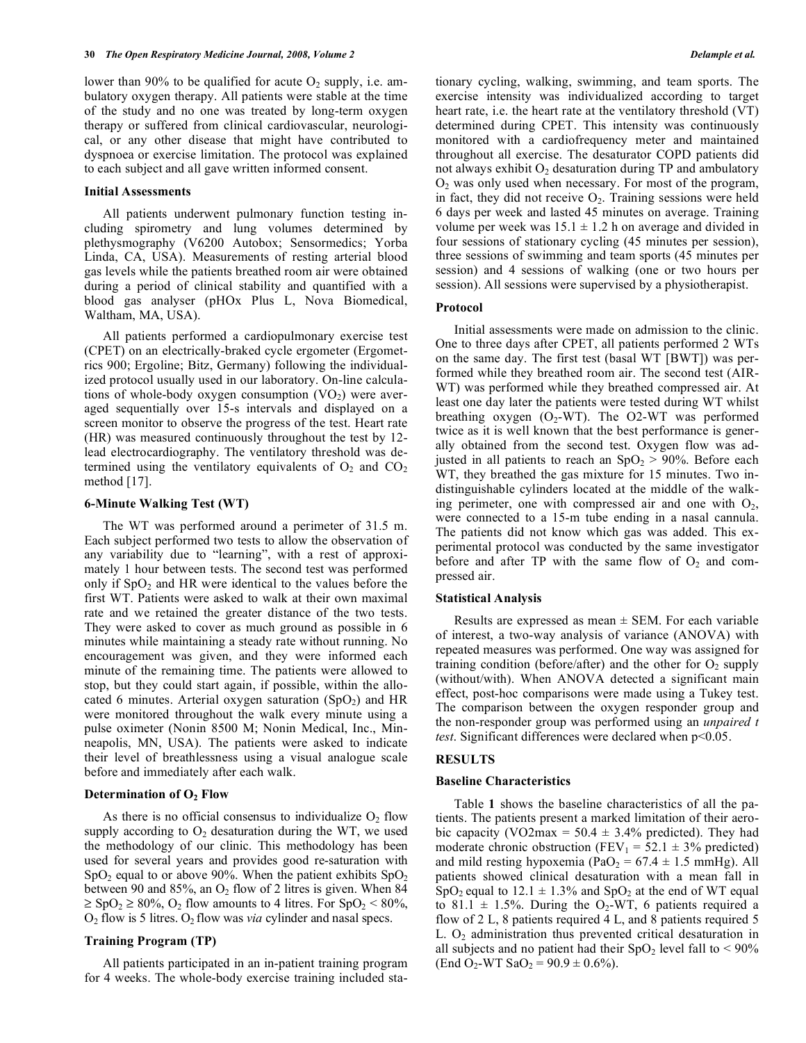lower than 90% to be qualified for acute $O_2$ supply, i.e. ambulatory oxygen therapy. All patients were stable at the time of the study and no one was treated by long-term oxygen therapy or suffered from clinical cardiovascular, neurological, or any other disease that might have contributed to dyspnoea or exercise limitation. The protocol was explained to each subject and all gave written informed consent.

### Initial Assessments

All patients underwent pulmonary function testing including spirometry and lung volumes determined by plethysmography (V6200 Autobox; Sensormedics; Yorba Linda, CA, USA). Measurements of resting arterial blood gas levels while the patients breathed room air were obtained during a period of clinical stability and quantified with a blood gas analyser (pHOx Plus L, Nova Biomedical, Waltham, MA, USA).

All patients performed a cardiopulmonary exercise test (CPET) on an electrically-braked cycle ergometer (Ergometrics 900; Ergoline; Bitz, Germany) following the individualized protocol usually used in our laboratory. On-line calculations of whole-body oxygen consumption ($VO_2$) were averaged sequentially over 15-s intervals and displayed on a screen monitor to observe the progress of the test. Heart rate (HR) was measured continuously throughout the test by 12-lead electrocardiography. The ventilatory threshold was determined using the ventilatory equivalents of $O_2$ and $CO_2$ method [17].

### 6-Minute Walking Test (WT)

The WT was performed around a perimeter of 31.5 m. Each subject performed two tests to allow the observation of any variability due to "learning", with a rest of approximately 1 hour between tests. The second test was performed only if $SpO_2$ and HR were identical to the values before the first WT. Patients were asked to walk at their own maximal rate and we retained the greater distance of the two tests. They were asked to cover as much ground as possible in 6 minutes while maintaining a steady rate without running. No encouragement was given, and they were informed each minute of the remaining time. The patients were allowed to stop, but they could start again, if possible, within the allocated 6 minutes. Arterial oxygen saturation ($SpO_2$) and HR were monitored throughout the walk every minute using a pulse oximeter (Nonin 8500 M; Nonin Medical, Inc., Minneapolis, MN, USA). The patients were asked to indicate their level of breathlessness using a visual analogue scale before and immediately after each walk.

### Determination of $O_2$ Flow

As there is no official consensus to individualize $O_2$ flow supply according to $O_2$ desaturation during the WT, we used the methodology of our clinic. This methodology has been used for several years and provides good re-saturation with $SpO_2$ equal to or above 90%. When the patient exhibits $SpO_2$ between 90 and 85%, an $O_2$ flow of 2 litres is given. When $84 \geq SpO_2 \geq 80\%$, $O_2$ flow amounts to 4 litres. For $SpO_2 < 80\%$, $O_2$ flow is 5 litres. $O_2$ flow was *via* cylinder and nasal specs.

### Training Program (TP)

All patients participated in an in-patient training program for 4 weeks. The whole-body exercise training included stationary cycling, walking, swimming, and team sports. The exercise intensity was individualized according to target heart rate, i.e. the heart rate at the ventilatory threshold (VT) determined during CPET. This intensity was continuously monitored with a cardiofrequency meter and maintained throughout all exercise. The desaturator COPD patients did not always exhibit $O_2$ desaturation during TP and ambulatory $O_2$ was only used when necessary. For most of the program, in fact, they did not receive $O_2$. Training sessions were held 6 days per week and lasted 45 minutes on average. Training volume per week was $15.1 \pm 1.2$ h on average and divided in four sessions of stationary cycling (45 minutes per session), three sessions of swimming and team sports (45 minutes per session) and 4 sessions of walking (one or two hours per session). All sessions were supervised by a physiotherapist.

### Protocol

Initial assessments were made on admission to the clinic. One to three days after CPET, all patients performed 2 WTs on the same day. The first test (basal WT [BWT]) was performed while they breathed room air. The second test (AIR-WT) was performed while they breathed compressed air. At least one day later the patients were tested during WT whilst breathing oxygen ($O_2$-WT). The O2-WT was performed twice as it is well known that the best performance is generally obtained from the second test. Oxygen flow was adjusted in all patients to reach an $SpO_2 > 90\%$. Before each WT, they breathed the gas mixture for 15 minutes. Two indistinguishable cylinders located at the middle of the walking perimeter, one with compressed air and one with $O_2$, were connected to a 15-m tube ending in a nasal cannula. The patients did not know which gas was added. This experimental protocol was conducted by the same investigator before and after TP with the same flow of $O_2$ and compressed air.

### Statistical Analysis

Results are expressed as mean ± SEM. For each variable of interest, a two-way analysis of variance (ANOVA) with repeated measures was performed. One way was assigned for training condition (before/after) and the other for $O_2$ supply (without/with). When ANOVA detected a significant main effect, post-hoc comparisons were made using a Tukey test. The comparison between the oxygen responder group and the non-responder group was performed using an *unpaired t test*. Significant differences were declared when $p<0.05$.

## RESULTS

### Baseline Characteristics

Table **1** shows the baseline characteristics of all the patients. The patients present a marked limitation of their aerobic capacity (VO2max = $50.4 \pm 3.4\%$ predicted). They had moderate chronic obstruction ($FEV_1 = 52.1 \pm 3\%$ predicted) and mild resting hypoxemia ($PaO_2 = 67.4 \pm 1.5$ mmHg). All patients showed clinical desaturation with a mean fall in $SpO_2$ equal to $12.1 \pm 1.3\%$ and $SpO_2$ at the end of WT equal to $81.1 \pm 1.5\%$. During the $O_2$-WT, 6 patients required a flow of 2 L, 8 patients required 4 L, and 8 patients required 5 L. $O_2$ administration thus prevented critical desaturation in all subjects and no patient had their $SpO_2$ level fall to < 90% (End $O_2$-WT $SaO_2 = 90.9 \pm 0.6\%$).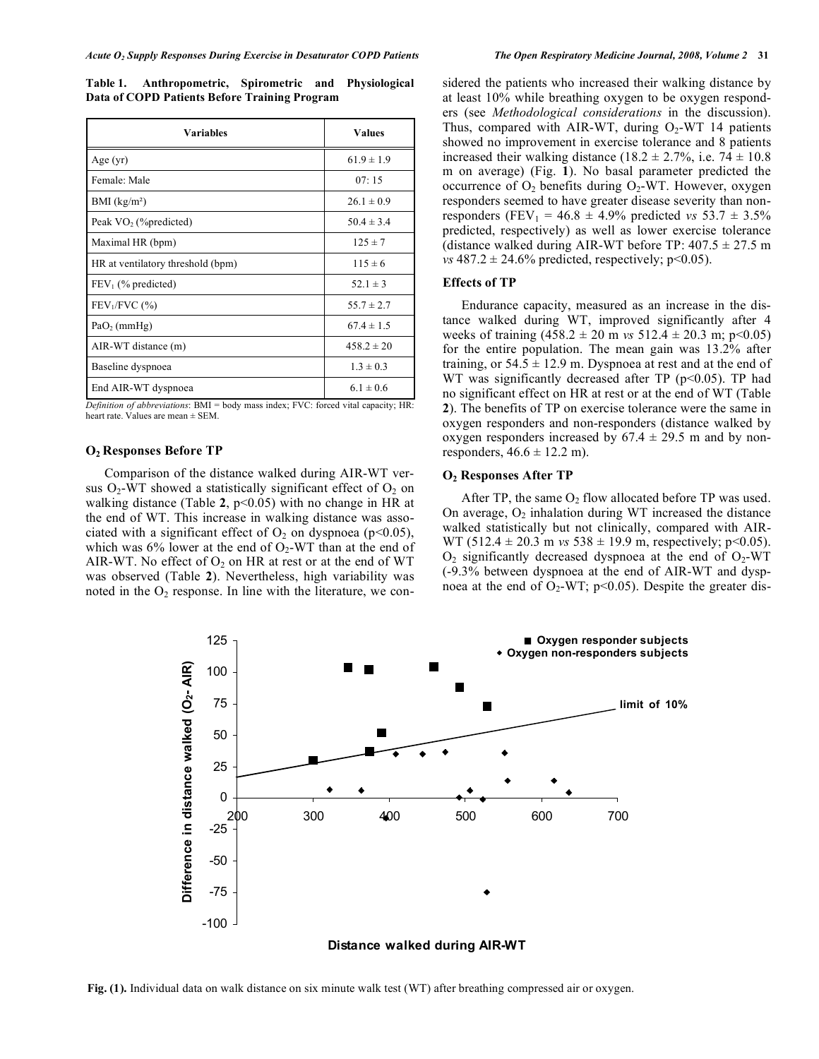**Table 1. Anthropometric, Spirometric and Physiological Data of COPD Patients Before Training Program**

| Variables | Values |
|---|---|
| Age (yr) | $61.9 \pm 1.9$ |
| Female: Male | 07: 15 |
| BMI (kg/m²) | $26.1 \pm 0.9$ |
| Peak $VO_2$ (%predicted) | $50.4 \pm 3.4$ |
| Maximal HR (bpm) | $125 \pm 7$ |
| HR at ventilatory threshold (bpm) | $115 \pm 6$ |
| $FEV_1$ (% predicted) | $52.1 \pm 3$ |
| $FEV_1/FVC$ (%) | $55.7 \pm 2.7$ |
| $PaO_2$ (mmHg) | $67.4 \pm 1.5$ |
| AIR-WT distance (m) | $458.2 \pm 20$ |
| Baseline dyspnoea | $1.3 \pm 0.3$ |
| End AIR-WT dyspnoea | $6.1 \pm 0.6$ |

*Definition of abbreviations*: BMI = body mass index; FVC: forced vital capacity; HR: heart rate. Values are mean ± SEM.

### $O_2$ Responses Before TP

Comparison of the distance walked during AIR-WT versus $O_2$-WT showed a statistically significant effect of $O_2$ on walking distance (Table **2**, $p<0.05$) with no change in HR at the end of WT. This increase in walking distance was associated with a significant effect of $O_2$ on dyspnoea ($p<0.05$), which was 6% lower at the end of $O_2$-WT than at the end of AIR-WT. No effect of $O_2$ on HR at rest or at the end of WT was observed (Table **2**). Nevertheless, high variability was noted in the $O_2$ response. In line with the literature, we considered the patients who increased their walking distance by at least 10% while breathing oxygen to be oxygen responders (see *Methodological considerations* in the discussion). Thus, compared with AIR-WT, during $O_2$-WT 14 patients showed no improvement in exercise tolerance and 8 patients increased their walking distance ($18.2 \pm 2.7$%, i.e. $74 \pm 10.8$ m on average) (Fig. **1**). No basal parameter predicted the occurrence of $O_2$ benefits during $O_2$-WT. However, oxygen responders seemed to have greater disease severity than non-responders ($FEV_1 = 46.8 \pm 4.9$% predicted *vs* $53.7 \pm 3.5$% predicted, respectively) as well as lower exercise tolerance (distance walked during AIR-WT before TP: $407.5 \pm 27.5$ m *vs* $487.2 \pm 24.6$% predicted, respectively; $p<0.05$).

### Effects of TP

Endurance capacity, measured as an increase in the distance walked during WT, improved significantly after 4 weeks of training ($458.2 \pm 20$ m *vs* $512.4 \pm 20.3$ m; $p<0.05$) for the entire population. The mean gain was 13.2% after training, or $54.5 \pm 12.9$ m. Dyspnoea at rest and at the end of WT was significantly decreased after TP ($p<0.05$). TP had no significant effect on HR at rest or at the end of WT (Table **2**). The benefits of TP on exercise tolerance were the same in oxygen responders and non-responders (distance walked by oxygen responders increased by $67.4 \pm 29.5$ m and by non-responders, $46.6 \pm 12.2$ m).

### $O_2$ Responses After TP

After TP, the same $O_2$ flow allocated before TP was used. On average, $O_2$ inhalation during WT increased the distance walked statistically but not clinically, compared with AIR-WT ($512.4 \pm 20.3$ m *vs* $538 \pm 19.9$ m, respectively; $p<0.05$). $O_2$ significantly decreased dyspnoea at the end of $O_2$-WT (-9.3% between dyspnoea at the end of AIR-WT and dyspnoea at the end of $O_2$-WT; $p<0.05$). Despite the greater dis-

**Fig. (1).** Individual data on walk distance on six minute walk test (WT) after breathing compressed air or oxygen.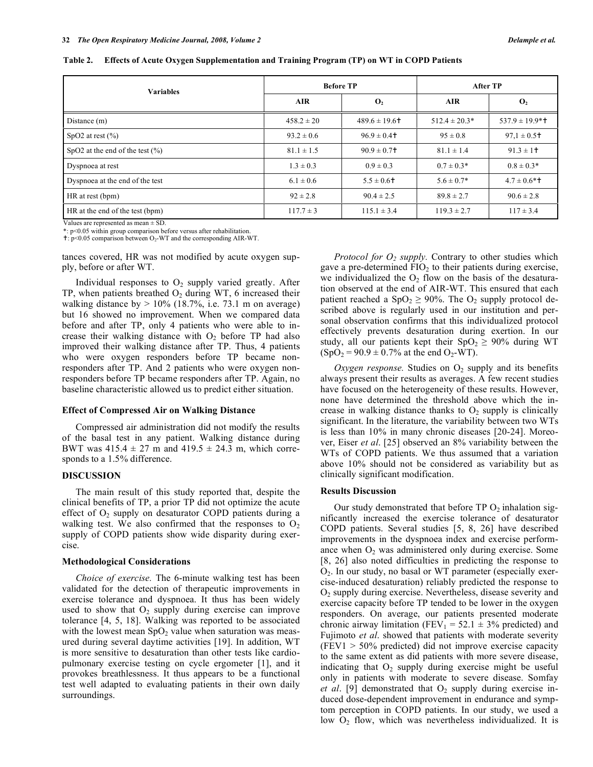**Table 2. Effects of Acute Oxygen Supplementation and Training Program (TP) on WT in COPD Patients**

| Variables | Before TP | | After TP | |
|---|---|---|---|---|
| | AIR | $O_2$ | AIR | $O_2$ |
| Distance (m) | 458.2 ± 20 | 489.6 ± 19.6† | 512.4 ± 20.3* | 537.9 ± 19.9*† |
| SpO2 at rest (%) | 93.2 ± 0.6 | 96.9 ± 0.4† | 95 ± 0.8 | 97,1 ± 0.5† |
| SpO2 at the end of the test (%) | 81.1 ± 1.5 | 90.9 ± 0.7† | 81.1 ± 1.4 | 91.3 ± 1† |
| Dyspnoea at rest | 1.3 ± 0.3 | 0.9 ± 0.3 | 0.7 ± 0.3* | 0.8 ± 0.3* |
| Dyspnoea at the end of the test | 6.1 ± 0.6 | 5.5 ± 0.6† | 5.6 ± 0.7* | 4.7 ± 0.6*† |
| HR at rest (bpm) | 92 ± 2.8 | 90.4 ± 2.5 | 89.8 ± 2.7 | 90.6 ± 2.8 |
| HR at the end of the test (bpm) | 117.7 ± 3 | 115.1 ± 3.4 | 119.3 ± 2.7 | 117 ± 3.4 |

Values are represented as mean ± SD.
*: $p<0.05$ within group comparison before versus after rehabilitation.
†: $p<0.05$ comparison between $O_2$-WT and the corresponding AIR-WT.

tances covered, HR was not modified by acute oxygen supply, before or after WT.

Individual responses to $O_2$ supply varied greatly. After TP, when patients breathed $O_2$ during WT, 6 increased their walking distance by > 10% (18.7%, i.e. 73.1 m on average) but 16 showed no improvement. When we compared data before and after TP, only 4 patients who were able to increase their walking distance with $O_2$ before TP had also improved their walking distance after TP. Thus, 4 patients who were oxygen responders before TP became non-responders after TP. And 2 patients who were oxygen non-responders before TP became responders after TP. Again, no baseline characteristic allowed us to predict either situation.

### Effect of Compressed Air on Walking Distance

Compressed air administration did not modify the results of the basal test in any patient. Walking distance during BWT was 415.4 ± 27 m and 419.5 ± 24.3 m, which corresponds to a 1.5% difference.

## DISCUSSION

The main result of this study reported that, despite the clinical benefits of TP, a prior TP did not optimize the acute effect of $O_2$ supply on desaturator COPD patients during a walking test. We also confirmed that the responses to $O_2$ supply of COPD patients show wide disparity during exercise.

### Methodological Considerations

*Choice of exercise.* The 6-minute walking test has been validated for the detection of therapeutic improvements in exercise tolerance and dyspnoea. It thus has been widely used to show that $O_2$ supply during exercise can improve tolerance [4, 5, 18]. Walking was reported to be associated with the lowest mean $SpO_2$ value when saturation was measured during several daytime activities [19]. In addition, WT is more sensitive to desaturation than other tests like cardiopulmonary exercise testing on cycle ergometer [1], and it provokes breathlessness. It thus appears to be a functional test well adapted to evaluating patients in their own daily surroundings.

*Protocol for $O_2$ supply.* Contrary to other studies which gave a pre-determined $FIO_2$ to their patients during exercise, we individualized the $O_2$ flow on the basis of the desaturation observed at the end of AIR-WT. This ensured that each patient reached a $SpO_2 \geq 90\%$. The $O_2$ supply protocol described above is regularly used in our institution and personal observation confirms that this individualized protocol effectively prevents desaturation during exertion. In our study, all our patients kept their $SpO_2 \geq 90\%$ during WT ($SpO_2 = 90.9 \pm 0.7\%$ at the end $O_2$-WT).

*Oxygen response.* Studies on $O_2$ supply and its benefits always present their results as averages. A few recent studies have focused on the heterogeneity of these results. However, none have determined the threshold above which the increase in walking distance thanks to $O_2$ supply is clinically significant. In the literature, the variability between two WTs is less than 10% in many chronic diseases [20-24]. Moreover, Eiser *et al*. [25] observed an 8% variability between the WTs of COPD patients. We thus assumed that a variation above 10% should not be considered as variability but as clinically significant modification.

### Results Discussion

Our study demonstrated that before TP $O_2$ inhalation significantly increased the exercise tolerance of desaturator COPD patients. Several studies [5, 8, 26] have described improvements in the dyspnoea index and exercise performance when $O_2$ was administered only during exercise. Some [8, 26] also noted difficulties in predicting the response to $O_2$. In our study, no basal or WT parameter (especially exercise-induced desaturation) reliably predicted the response to $O_2$ supply during exercise. Nevertheless, disease severity and exercise capacity before TP tended to be lower in the oxygen responders. On average, our patients presented moderate chronic airway limitation ($FEV_1$ = 52.1 ± 3% predicted) and Fujimoto *et al*. showed that patients with moderate severity (FEV1 > 50% predicted) did not improve exercise capacity to the same extent as did patients with more severe disease, indicating that $O_2$ supply during exercise might be useful only in patients with moderate to severe disease. Somfay *et al*. [9] demonstrated that $O_2$ supply during exercise induced dose-dependent improvement in endurance and symptom perception in COPD patients. In our study, we used a low $O_2$ flow, which was nevertheless individualized. It is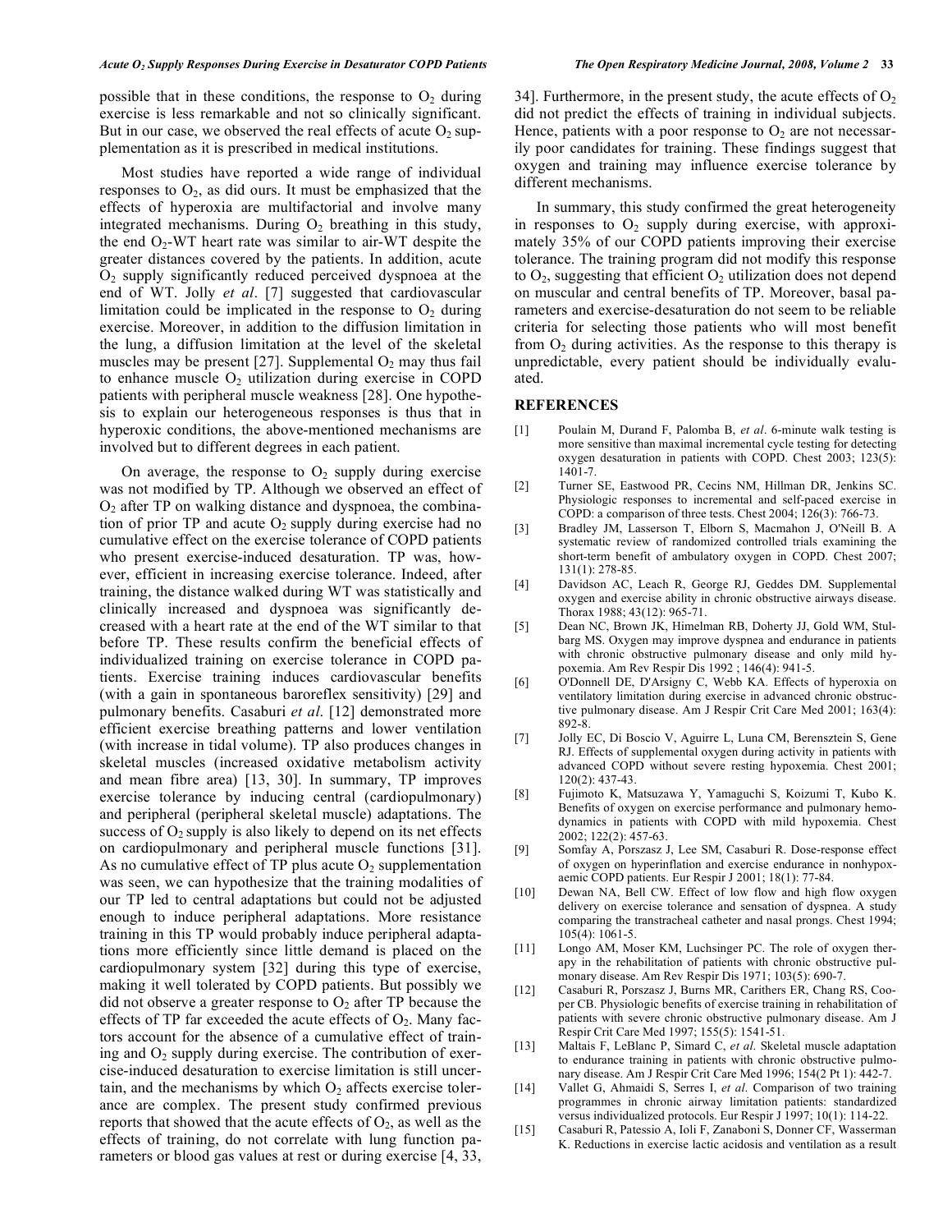possible that in these conditions, the response to $O_2$ during exercise is less remarkable and not so clinically significant. But in our case, we observed the real effects of acute $O_2$ supplementation as it is prescribed in medical institutions.

Most studies have reported a wide range of individual responses to $O_2$, as did ours. It must be emphasized that the effects of hyperoxia are multifactorial and involve many integrated mechanisms. During $O_2$ breathing in this study, the end $O_2$-WT heart rate was similar to air-WT despite the greater distances covered by the patients. In addition, acute $O_2$ supply significantly reduced perceived dyspnoea at the end of WT. Jolly *et al*. [7] suggested that cardiovascular limitation could be implicated in the response to $O_2$ during exercise. Moreover, in addition to the diffusion limitation in the lung, a diffusion limitation at the level of the skeletal muscles may be present [27]. Supplemental $O_2$ may thus fail to enhance muscle $O_2$ utilization during exercise in COPD patients with peripheral muscle weakness [28]. One hypothesis to explain our heterogeneous responses is thus that in hyperoxic conditions, the above-mentioned mechanisms are involved but to different degrees in each patient.

On average, the response to $O_2$ supply during exercise was not modified by TP. Although we observed an effect of $O_2$ after TP on walking distance and dyspnoea, the combination of prior TP and acute $O_2$ supply during exercise had no cumulative effect on the exercise tolerance of COPD patients who present exercise-induced desaturation. TP was, however, efficient in increasing exercise tolerance. Indeed, after training, the distance walked during WT was statistically and clinically increased and dyspnoea was significantly decreased with a heart rate at the end of the WT similar to that before TP. These results confirm the beneficial effects of individualized training on exercise tolerance in COPD patients. Exercise training induces cardiovascular benefits (with a gain in spontaneous baroreflex sensitivity) [29] and pulmonary benefits. Casaburi *et al*. [12] demonstrated more efficient exercise breathing patterns and lower ventilation (with increase in tidal volume). TP also produces changes in skeletal muscles (increased oxidative metabolism activity and mean fibre area) [13, 30]. In summary, TP improves exercise tolerance by inducing central (cardiopulmonary) and peripheral (peripheral skeletal muscle) adaptations. The success of $O_2$ supply is also likely to depend on its net effects on cardiopulmonary and peripheral muscle functions [31]. As no cumulative effect of TP plus acute $O_2$ supplementation was seen, we can hypothesize that the training modalities of our TP led to central adaptations but could not be adjusted enough to induce peripheral adaptations. More resistance training in this TP would probably induce peripheral adaptations more efficiently since little demand is placed on the cardiopulmonary system [32] during this type of exercise, making it well tolerated by COPD patients. But possibly we did not observe a greater response to $O_2$ after TP because the effects of TP far exceeded the acute effects of $O_2$. Many factors account for the absence of a cumulative effect of training and $O_2$ supply during exercise. The contribution of exercise-induced desaturation to exercise limitation is still uncertain, and the mechanisms by which $O_2$ affects exercise tolerance are complex. The present study confirmed previous reports that showed that the acute effects of $O_2$, as well as the effects of training, do not correlate with lung function parameters or blood gas values at rest or during exercise [4, 33, 34]. Furthermore, in the present study, the acute effects of $O_2$ did not predict the effects of training in individual subjects. Hence, patients with a poor response to $O_2$ are not necessarily poor candidates for training. These findings suggest that oxygen and training may influence exercise tolerance by different mechanisms.

In summary, this study confirmed the great heterogeneity in responses to $O_2$ supply during exercise, with approximately 35% of our COPD patients improving their exercise tolerance. The training program did not modify this response to $O_2$, suggesting that efficient $O_2$ utilization does not depend on muscular and central benefits of TP. Moreover, basal parameters and exercise-desaturation do not seem to be reliable criteria for selecting those patients who will most benefit from $O_2$ during activities. As the response to this therapy is unpredictable, every patient should be individually evaluated.

## REFERENCES

[1] Poulain M, Durand F, Palomba B, *et al*. 6-minute walk testing is more sensitive than maximal incremental cycle testing for detecting oxygen desaturation in patients with COPD. Chest 2003; 123(5): 1401-7.

[2] Turner SE, Eastwood PR, Cecins NM, Hillman DR, Jenkins SC. Physiologic responses to incremental and self-paced exercise in COPD: a comparison of three tests. Chest 2004; 126(3): 766-73.

[3] Bradley JM, Lasserson T, Elborn S, Macmahon J, O'Neill B. A systematic review of randomized controlled trials examining the short-term benefit of ambulatory oxygen in COPD. Chest 2007; 131(1): 278-85.

[4] Davidson AC, Leach R, George RJ, Geddes DM. Supplemental oxygen and exercise ability in chronic obstructive airways disease. Thorax 1988; 43(12): 965-71.

[5] Dean NC, Brown JK, Himelman RB, Doherty JJ, Gold WM, Stulbarg MS. Oxygen may improve dyspnea and endurance in patients with chronic obstructive pulmonary disease and only mild hypoxemia. Am Rev Respir Dis 1992 ; 146(4): 941-5.

[6] O'Donnell DE, D'Arsigny C, Webb KA. Effects of hyperoxia on ventilatory limitation during exercise in advanced chronic obstructive pulmonary disease. Am J Respir Crit Care Med 2001; 163(4): 892-8.

[7] Jolly EC, Di Boscio V, Aguirre L, Luna CM, Berensztein S, Gene RJ. Effects of supplemental oxygen during activity in patients with advanced COPD without severe resting hypoxemia. Chest 2001; 120(2): 437-43.

[8] Fujimoto K, Matsuzawa Y, Yamaguchi S, Koizumi T, Kubo K. Benefits of oxygen on exercise performance and pulmonary hemodynamics in patients with COPD with mild hypoxemia. Chest 2002; 122(2): 457-63.

[9] Somfay A, Porszasz J, Lee SM, Casaburi R. Dose-response effect of oxygen on hyperinflation and exercise endurance in nonhypoxaemic COPD patients. Eur Respir J 2001; 18(1): 77-84.

[10] Dewan NA, Bell CW. Effect of low flow and high flow oxygen delivery on exercise tolerance and sensation of dyspnea. A study comparing the transtracheal catheter and nasal prongs. Chest 1994; 105(4): 1061-5.

[11] Longo AM, Moser KM, Luchsinger PC. The role of oxygen therapy in the rehabilitation of patients with chronic obstructive pulmonary disease. Am Rev Respir Dis 1971; 103(5): 690-7.

[12] Casaburi R, Porszasz J, Burns MR, Carithers ER, Chang RS, Cooper CB. Physiologic benefits of exercise training in rehabilitation of patients with severe chronic obstructive pulmonary disease. Am J Respir Crit Care Med 1997; 155(5): 1541-51.

[13] Maltais F, LeBlanc P, Simard C, *et al*. Skeletal muscle adaptation to endurance training in patients with chronic obstructive pulmonary disease. Am J Respir Crit Care Med 1996; 154(2 Pt 1): 442-7.

[14] Vallet G, Ahmaidi S, Serres I, *et al*. Comparison of two training programmes in chronic airway limitation patients: standardized versus individualized protocols. Eur Respir J 1997; 10(1): 114-22.

[15] Casaburi R, Patessio A, Ioli F, Zanaboni S, Donner CF, Wasserman K. Reductions in exercise lactic acidosis and ventilation as a result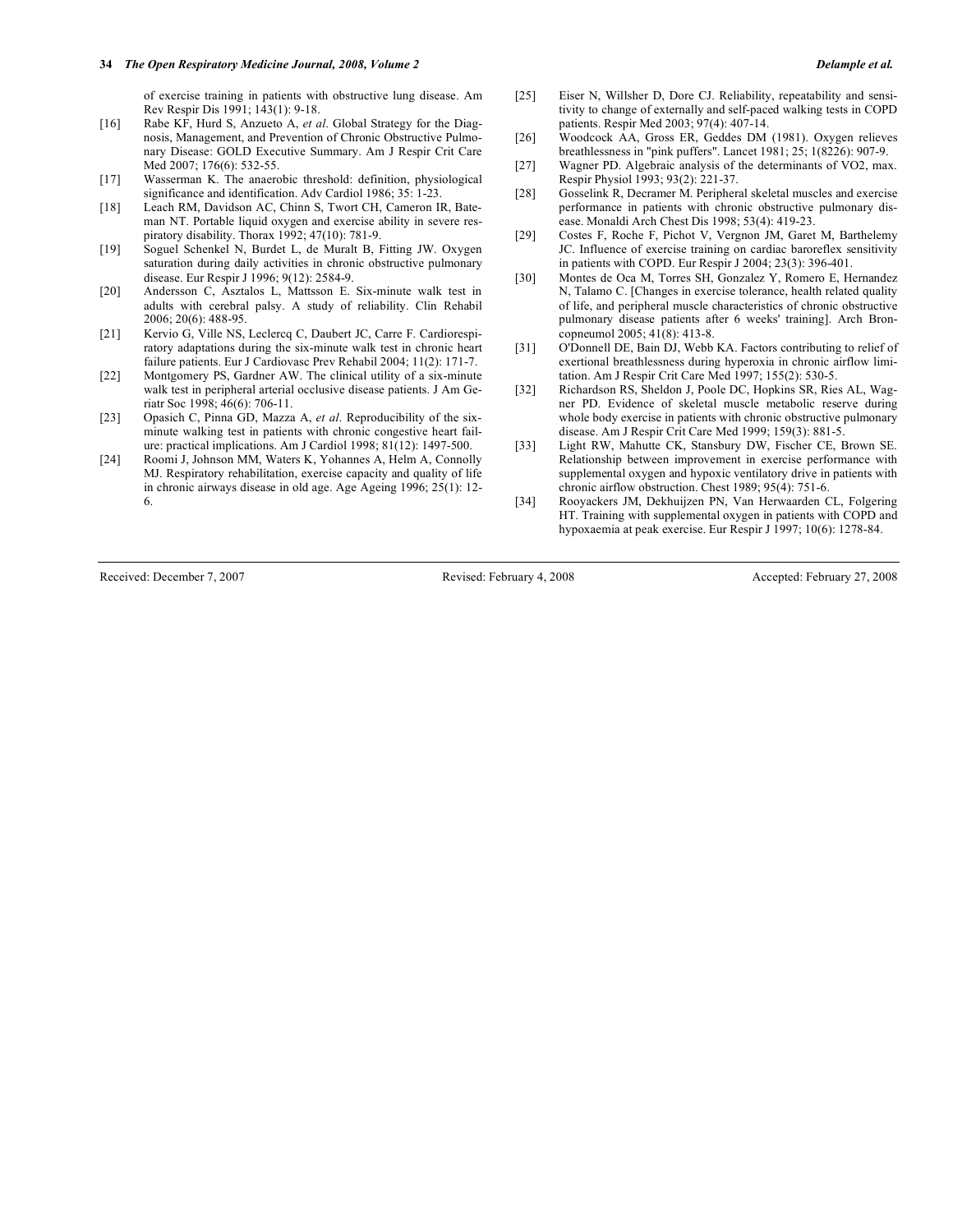of exercise training in patients with obstructive lung disease. Am Rev Respir Dis 1991; 143(1): 9-18.

[16] Rabe KF, Hurd S, Anzueto A, *et al*. Global Strategy for the Diagnosis, Management, and Prevention of Chronic Obstructive Pulmonary Disease: GOLD Executive Summary. Am J Respir Crit Care Med 2007; 176(6): 532-55.

[17] Wasserman K. The anaerobic threshold: definition, physiological significance and identification. Adv Cardiol 1986; 35: 1-23.

[18] Leach RM, Davidson AC, Chinn S, Twort CH, Cameron IR, Bateman NT. Portable liquid oxygen and exercise ability in severe respiratory disability. Thorax 1992; 47(10): 781-9.

[19] Soguel Schenkel N, Burdet L, de Muralt B, Fitting JW. Oxygen saturation during daily activities in chronic obstructive pulmonary disease. Eur Respir J 1996; 9(12): 2584-9.

[20] Andersson C, Asztalos L, Mattsson E. Six-minute walk test in adults with cerebral palsy. A study of reliability. Clin Rehabil 2006; 20(6): 488-95.

[21] Kervio G, Ville NS, Leclercq C, Daubert JC, Carre F. Cardiorespiratory adaptations during the six-minute walk test in chronic heart failure patients. Eur J Cardiovasc Prev Rehabil 2004; 11(2): 171-7.

[22] Montgomery PS, Gardner AW. The clinical utility of a six-minute walk test in peripheral arterial occlusive disease patients. J Am Geriatr Soc 1998; 46(6): 706-11.

[23] Opasich C, Pinna GD, Mazza A, *et al*. Reproducibility of the six-minute walking test in patients with chronic congestive heart failure: practical implications. Am J Cardiol 1998; 81(12): 1497-500.

[24] Roomi J, Johnson MM, Waters K, Yohannes A, Helm A, Connolly MJ. Respiratory rehabilitation, exercise capacity and quality of life in chronic airways disease in old age. Age Ageing 1996; 25(1): 12-6.

[25] Eiser N, Willsher D, Dore CJ. Reliability, repeatability and sensitivity to change of externally and self-paced walking tests in COPD patients. Respir Med 2003; 97(4): 407-14.

[26] Woodcock AA, Gross ER, Geddes DM (1981). Oxygen relieves breathlessness in "pink puffers". Lancet 1981; 25; 1(8226): 907-9.

[27] Wagner PD. Algebraic analysis of the determinants of VO2, max. Respir Physiol 1993; 93(2): 221-37.

[28] Gosselink R, Decramer M. Peripheral skeletal muscles and exercise performance in patients with chronic obstructive pulmonary disease. Monaldi Arch Chest Dis 1998; 53(4): 419-23.

[29] Costes F, Roche F, Pichot V, Vergnon JM, Garet M, Barthelemy JC. Influence of exercise training on cardiac baroreflex sensitivity in patients with COPD. Eur Respir J 2004; 23(3): 396-401.

[30] Montes de Oca M, Torres SH, Gonzalez Y, Romero E, Hernandez N, Talamo C. [Changes in exercise tolerance, health related quality of life, and peripheral muscle characteristics of chronic obstructive pulmonary disease patients after 6 weeks' training]. Arch Bronconeumol 2005; 41(8): 413-8.

[31] O'Donnell DE, Bain DJ, Webb KA. Factors contributing to relief of exertional breathlessness during hyperoxia in chronic airflow limitation. Am J Respir Crit Care Med 1997; 155(2): 530-5.

[32] Richardson RS, Sheldon J, Poole DC, Hopkins SR, Ries AL, Wagner PD. Evidence of skeletal muscle metabolic reserve during whole body exercise in patients with chronic obstructive pulmonary disease. Am J Respir Crit Care Med 1999; 159(3): 881-5.

[33] Light RW, Mahutte CK, Stansbury DW, Fischer CE, Brown SE. Relationship between improvement in exercise performance with supplemental oxygen and hypoxic ventilatory drive in patients with chronic airflow obstruction. Chest 1989; 95(4): 751-6.

[34] Rooyackers JM, Dekhuijzen PN, Van Herwaarden CL, Folgering HT. Training with supplemental oxygen in patients with COPD and hypoxaemia at peak exercise. Eur Respir J 1997; 10(6): 1278-84.

Received: December 7, 2007 Revised: February 4, 2008 Accepted: February 27, 2008